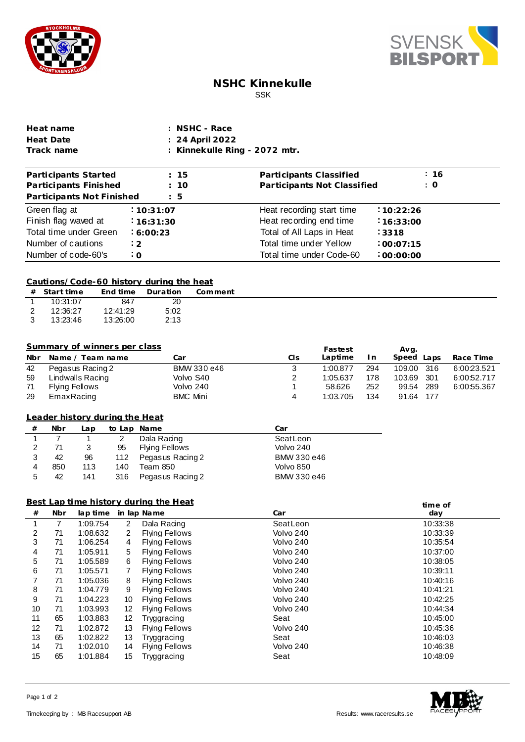# NSHC Kinnekulle

SSK

| | |
|---|---|
| **Heat name** | **: NSHC - Race** |
| **Heat Date** | **: 24 April 2022** |
| **Track name** | **: Kinnekulle Ring - 2072 mtr.** |

| | | | |
|---|---|---|---|
| **Participants Started** | **: 15** | **Participants Classified** | **: 16** |
| **Participants Finished** | **: 10** | **Participants Not Classified** | **: 0** |
| **Participants Not Finished** | **: 5** | | |
| Green flag at | **: 10:31:07** | Heat recording start time | **: 10:22:26** |
| Finish flag waved at | **: 16:31:30** | Heat recording end time | **: 16:33:00** |
| Total time under Green | **: 6:00:23** | Total of All Laps in Heat | **: 3318** |
| Number of cautions | **: 2** | Total time under Yellow | **: 00:07:15** |
| Number of code-60's | **: 0** | Total time under Code-60 | **: 00:00:00** |

## Cautions/Code-60 history during the heat

| # | Start time | End time | Duration | Comment |
|---|---|---|---|---|
| 1 | 10:31:07 | 847 | 20 | |
| 2 | 12:36:27 | 12:41:29 | 5:02 | |
| 3 | 13:23:46 | 13:26:00 | 2:13 | |

## Summary of winners per class

| Nbr | Name / Team name | Car | Cls | Fastest Laptime | In | Avg. Speed | Laps | Race Time |
|---|---|---|---|---|---|---|---|---|
| 42 | Pegasus Racing 2 | BMW 330 e46 | 3 | 1:00.877 | 294 | 109.00 | 316 | 6:00:23.521 |
| 59 | Lindwalls Racing | Volvo S40 | 2 | 1:05.637 | 178 | 103.69 | 301 | 6:00:52.717 |
| 71 | Flying Fellows | Volvo 240 | 1 | 58.626 | 252 | 99.54 | 289 | 6:00:55.367 |
| 29 | EmaxRacing | BMC Mini | 4 | 1:03.705 | 134 | 91.64 | 177 | |

## Leader history during the Heat

| # | Nbr | Lap | to Lap | Name | Car |
|---|---|---|---|---|---|
| 1 | 7 | 1 | 2 | Dala Racing | Seat Leon |
| 2 | 71 | 3 | 95 | Flying Fellows | Volvo 240 |
| 3 | 42 | 96 | 112 | Pegasus Racing 2 | BMW 330 e46 |
| 4 | 850 | 113 | 140 | Team 850 | Volvo 850 |
| 5 | 42 | 141 | 316 | Pegasus Racing 2 | BMW 330 e46 |

## Best Lap time history during the Heat

| # | Nbr | lap time | in lap | Name | Car | time of day |
|---|---|---|---|---|---|---|
| 1 | 7 | 1:09.754 | 2 | Dala Racing | Seat Leon | 10:33:38 |
| 2 | 71 | 1:08.632 | 2 | Flying Fellows | Volvo 240 | 10:33:39 |
| 3 | 71 | 1:06.254 | 4 | Flying Fellows | Volvo 240 | 10:35:54 |
| 4 | 71 | 1:05.911 | 5 | Flying Fellows | Volvo 240 | 10:37:00 |
| 5 | 71 | 1:05.589 | 6 | Flying Fellows | Volvo 240 | 10:38:05 |
| 6 | 71 | 1:05.571 | 7 | Flying Fellows | Volvo 240 | 10:39:11 |
| 7 | 71 | 1:05.036 | 8 | Flying Fellows | Volvo 240 | 10:40:16 |
| 8 | 71 | 1:04.779 | 9 | Flying Fellows | Volvo 240 | 10:41:21 |
| 9 | 71 | 1:04.223 | 10 | Flying Fellows | Volvo 240 | 10:42:25 |
| 10 | 71 | 1:03.993 | 12 | Flying Fellows | Volvo 240 | 10:44:34 |
| 11 | 65 | 1:03.883 | 12 | Tryggracing | Seat | 10:45:00 |
| 12 | 71 | 1:02.872 | 13 | Flying Fellows | Volvo 240 | 10:45:36 |
| 13 | 65 | 1:02.822 | 13 | Tryggracing | Seat | 10:46:03 |
| 14 | 71 | 1:02.010 | 14 | Flying Fellows | Volvo 240 | 10:46:38 |
| 15 | 65 | 1:01.884 | 15 | Tryggracing | Seat | 10:48:09 |

Timekeeping by : MB Racesupport AB

Results: www.raceresults.se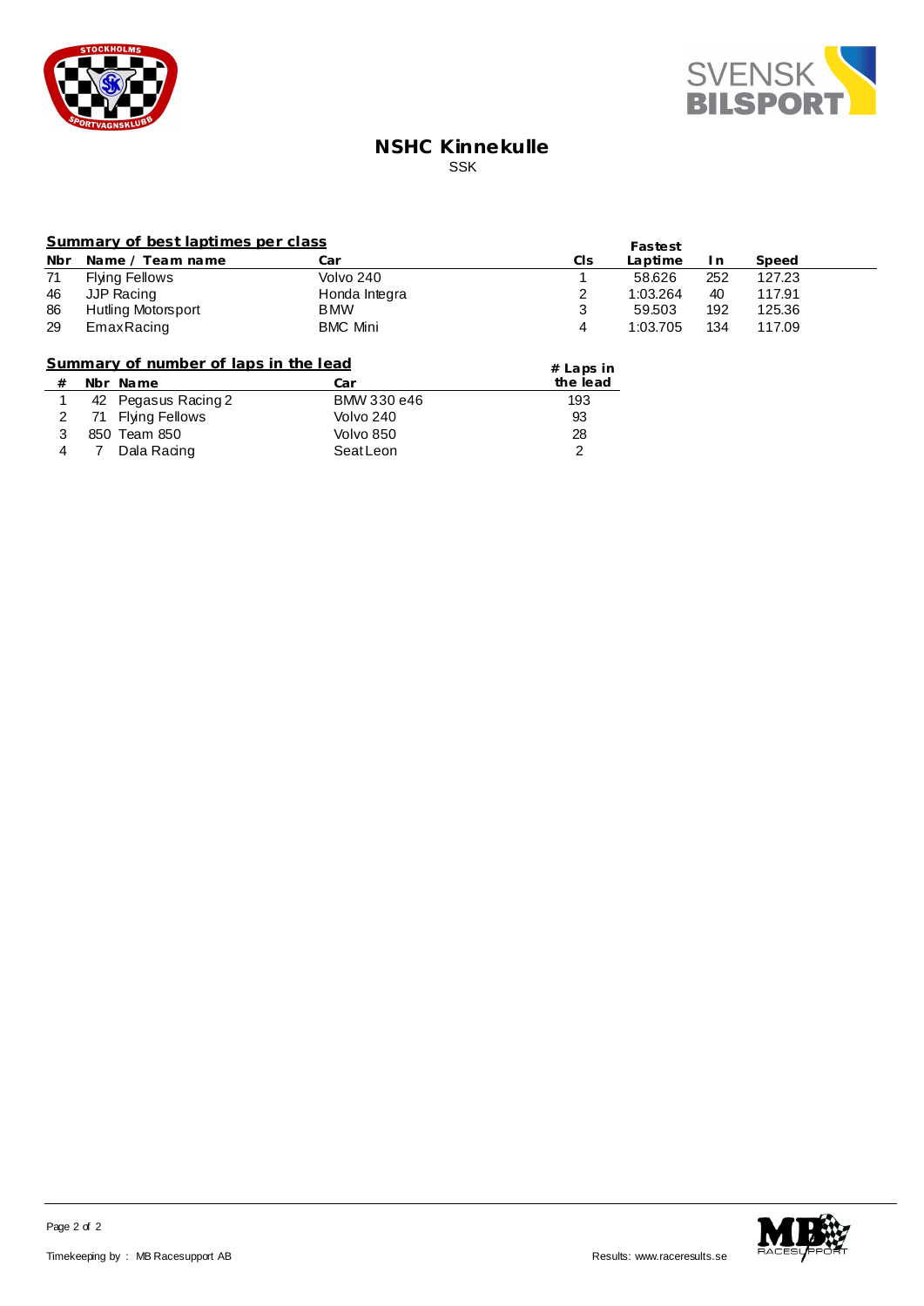# NSHC Kinnekulle

SSK

## Summary of best laptimes per class

| Nbr | Name / Team name | Car | Cls | Fastest Laptime | In | Speed |
|---|---|---|---|---|---|---|
| 71 | Flying Fellows | Volvo 240 | 1 | 58.626 | 252 | 127.23 |
| 46 | JJP Racing | Honda Integra | 2 | 1:03.264 | 40 | 117.91 |
| 86 | Hutling Motorsport | BMW | 3 | 59.503 | 192 | 125.36 |
| 29 | EmaxRacing | BMC Mini | 4 | 1:03.705 | 134 | 117.09 |

## Summary of number of laps in the lead

| # | Nbr | Name | Car | # Laps in the lead |
|---|---|---|---|---|
| 1 | 42 | Pegasus Racing 2 | BMW 330 e46 | 193 |
| 2 | 71 | Flying Fellows | Volvo 240 | 93 |
| 3 | 850 | Team 850 | Volvo 850 | 28 |
| 4 | 7 | Dala Racing | Seat Leon | 2 |

Timekeeping by : MB Racesupport AB

Results: www.raceresults.se